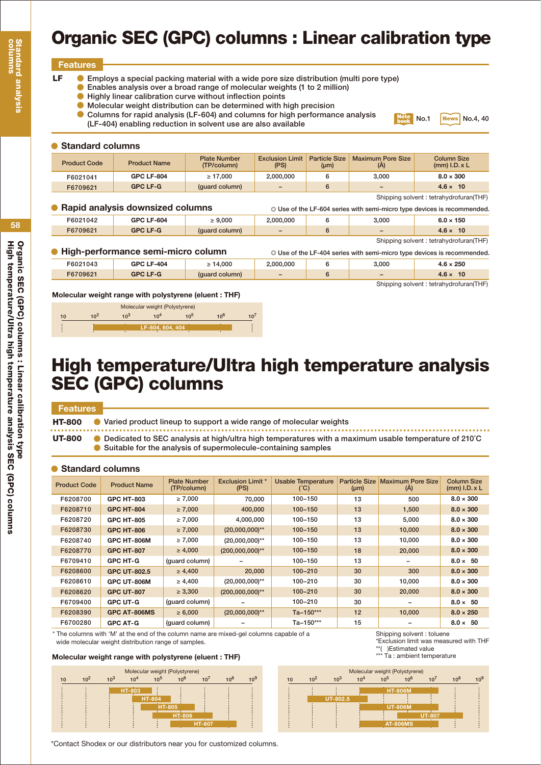# Organic SEC (GPC) columns : Linear calibration type

## Features

**LF**

- Employs a special packing material with a wide pore size distribution (multi pore type)
- Enables analysis over a broad range of molecular weights (1 to 2 million)
- Highly linear calibration curve without inflection points
- Molecular weight distribution can be determined with high precision
- Columns for rapid analysis (LF-604) and columns for high performance analysis (LF-404) enabling reduction in solvent use are also available

Note book No.1 News No.4, 40

### Standard columns

| Product Code | Product Name | Plate Number (TP/column) | Exclusion Limit (PS) | Particle Size (μm) | Maximum Pore Size (Å) | Column Size (mm) I.D. x L |
|---|---|---|---|---|---|---|
| F6021041 | GPC LF-804 | ≥ 17,000 | 2,000,000 | 6 | 3,000 | 8.0 × 300 |
| F6709621 | GPC LF-G | (guard column) | – | 6 | – | 4.6 × 10 |

Shipping solvent : tetrahydrofuran(THF)

### Rapid analysis downsized columns

◎ Use of the LF-604 series with semi-micro type devices is recommended.

| Product Code | Product Name | Plate Number (TP/column) | Exclusion Limit (PS) | Particle Size (μm) | Maximum Pore Size (Å) | Column Size (mm) I.D. x L |
|---|---|---|---|---|---|---|
| F6021042 | GPC LF-604 | ≥ 9,000 | 2,000,000 | 6 | 3,000 | 6.0 × 150 |
| F6709621 | GPC LF-G | (guard column) | – | 6 | – | 4.6 × 10 |

Shipping solvent : tetrahydrofuran(THF)

### High-performance semi-micro column

◎ Use of the LF-404 series with semi-micro type devices is recommended.

| Product Code | Product Name | Plate Number (TP/column) | Exclusion Limit (PS) | Particle Size (μm) | Maximum Pore Size (Å) | Column Size (mm) I.D. x L |
|---|---|---|---|---|---|---|
| F6021043 | GPC LF-404 | ≥ 14,000 | 2,000,000 | 6 | 3,000 | 4.6 × 250 |
| F6709621 | GPC LF-G | (guard column) | – | 6 | – | 4.6 × 10 |

Shipping solvent : tetrahydrofuran(THF)

**Molecular weight range with polystyrene (eluent : THF)**

Molecular weight (Polystyrene): 10, $10^2$, $10^3$, $10^4$, $10^5$, $10^6$, $10^7$

LF-804, 604, 404

# High temperature/Ultra high temperature analysis SEC (GPC) columns

## Features

**HT-800**

- Varied product lineup to support a wide range of molecular weights

**UT-800**

- Dedicated to SEC analysis at high/ultra high temperatures with a maximum usable temperature of 210˚C
- Suitable for the analysis of supermolecule-containing samples

### Standard columns

| Product Code | Product Name | Plate Number (TP/column) | Exclusion Limit * (PS) | Usable Temperature (˚C) | Particle Size (μm) | Maximum Pore Size (Å) | Column Size (mm) I.D. x L |
|---|---|---|---|---|---|---|---|
| F6208700 | GPC HT-803 | ≥ 7,000 | 70,000 | 100–150 | 13 | 500 | 8.0 × 300 |
| F6208710 | GPC HT-804 | ≥ 7,000 | 400,000 | 100–150 | 13 | 1,500 | 8.0 × 300 |
| F6208720 | GPC HT-805 | ≥ 7,000 | 4,000,000 | 100–150 | 13 | 5,000 | 8.0 × 300 |
| F6208730 | GPC HT-806 | ≥ 7,000 | (20,000,000)** | 100–150 | 13 | 10,000 | 8.0 × 300 |
| F6208740 | GPC HT-806M | ≥ 7,000 | (20,000,000)** | 100–150 | 13 | 10,000 | 8.0 × 300 |
| F6208770 | GPC HT-807 | ≥ 4,000 | (200,000,000)** | 100–150 | 18 | 20,000 | 8.0 × 300 |
| F6709410 | GPC HT-G | (guard column) | – | 100–150 | 13 | – | 8.0 × 50 |
| F6208600 | GPC UT-802.5 | ≥ 4,400 | 20,000 | 100–210 | 30 | 300 | 8.0 × 300 |
| F6208610 | GPC UT-806M | ≥ 4,400 | (20,000,000)** | 100–210 | 30 | 10,000 | 8.0 × 300 |
| F6208620 | GPC UT-807 | ≥ 3,300 | (200,000,000)** | 100–210 | 30 | 20,000 | 8.0 × 300 |
| F6709400 | GPC UT-G | (guard column) | – | 100–210 | 30 | – | 8.0 × 50 |
| F6208390 | GPC AT-806MS | ≥ 6,000 | (20,000,000)** | Ta–150*** | 12 | 10,000 | 8.0 × 250 |
| F6700280 | GPC AT-G | (guard column) | – | Ta–150*** | 15 | – | 8.0 × 50 |

\* The columns with 'M' at the end of the column name are mixed-gel columns capable of a wide molecular weight distribution range of samples.

Shipping solvent : toluene
*Exclusion limit was measured with THF
**( )Estimated value
*** Ta : ambient temperature

**Molecular weight range with polystyrene (eluent : THF)**

Molecular weight (Polystyrene): 10, $10^2$, $10^3$, $10^4$, $10^5$, $10^6$, $10^7$, $10^8$, $10^9$

HT-803, HT-804, HT-805, HT-806, HT-807

Molecular weight (Polystyrene): 10, $10^2$, $10^3$, $10^4$, $10^5$, $10^6$, $10^7$, $10^8$, $10^9$

HT-806M, UT-802.5, UT-806M, UT-807, AT-806MS

*Contact Shodex or our distributors near you for customized columns.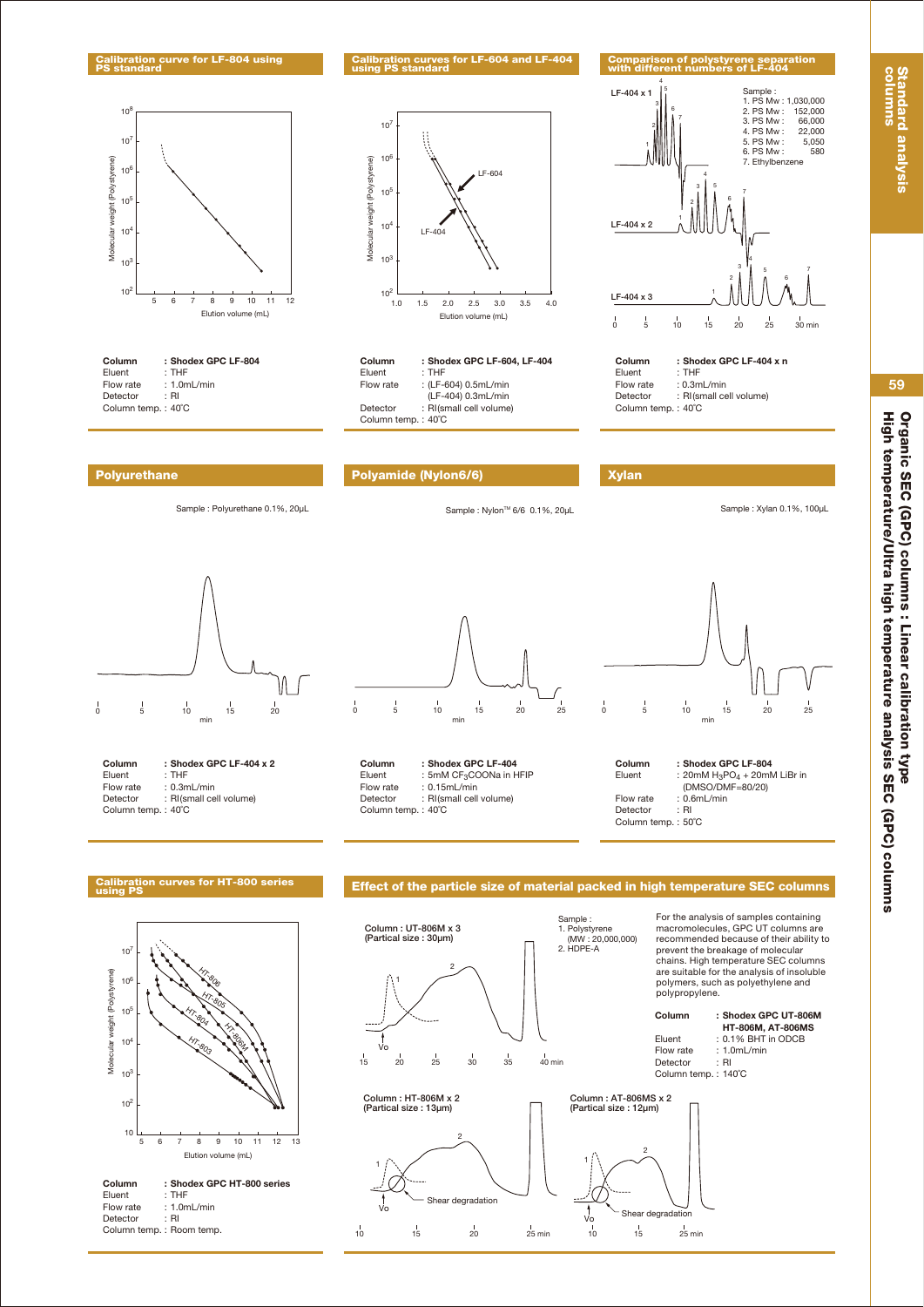## Calibration curve for LF-804 using PS standard

Molecular weight (Polystyrene)

$10^8$
$10^7$
$10^6$
$10^5$
$10^4$
$10^3$
$10^2$

5 6 7 8 9 10 11 12

Elution volume (mL)

Column : Shodex GPC LF-804
Eluent : THF
Flow rate : 1.0mL/min
Detector : RI
Column temp. : 40°C

## Calibration curves for LF-604 and LF-404 using PS standard

Molecular weight (Polystyrene)

$10^7$
$10^6$
$10^5$
$10^4$
$10^3$
$10^2$

LF-604
LF-404

1.0 1.5 2.0 2.5 3.0 3.5 4.0

Elution volume (mL)

Column : Shodex GPC LF-604, LF-404
Eluent : THF
Flow rate : (LF-604) 0.5mL/min
(LF-404) 0.3mL/min
Detector : RI(small cell volume)
Column temp. : 40°C

## Comparison of polystyrene separation with different numbers of LF-404

LF-404 x 1
LF-404 x 2
LF-404 x 3

Sample :
1. PS Mw : 1,030,000
2. PS Mw : 152,000
3. PS Mw : 66,000
4. PS Mw : 22,000
5. PS Mw : 5,050
6. PS Mw : 580
7. Ethylbenzene

0 5 10 15 20 25 30 min

Column : Shodex GPC LF-404 x n
Eluent : THF
Flow rate : 0.3mL/min
Detector : RI(small cell volume)
Column temp. : 40°C

## Polyurethane

Sample : Polyurethane 0.1%, 20μL

0 5 10 15 20
min

Column : Shodex GPC LF-404 x 2
Eluent : THF
Flow rate : 0.3mL/min
Detector : RI(small cell volume)
Column temp. : 40°C

## Polyamide (Nylon6/6)

Sample : Nylon™ 6/6 0.1%, 20μL

0 5 10 15 20 25
min

Column : Shodex GPC LF-404
Eluent : 5mM $CF_3COONa$ in HFIP
Flow rate : 0.15mL/min
Detector : RI(small cell volume)
Column temp. : 40°C

## Xylan

Sample : Xylan 0.1%, 100μL

0 5 10 15 20 25
min

Column : Shodex GPC LF-804
Eluent : 20mM $H_3PO_4$ + 20mM LiBr in (DMSO/DMF=80/20)
Flow rate : 0.6mL/min
Detector : RI
Column temp. : 50°C

## Calibration curves for HT-800 series using PS

Molecular weight (Polystyrene)

$10^7$
$10^6$
$10^5$
$10^4$
$10^3$
$10^2$
10

HT-806
HT-805
HT-804
HT-806M
HT-803

5 6 7 8 9 10 11 12 13

Elution volume (mL)

Column : Shodex GPC HT-800 series
Eluent : THF
Flow rate : 1.0mL/min
Detector : RI
Column temp. : Room temp.

## Effect of the particle size of material packed in high temperature SEC columns

Column : UT-806M x 3
(Partical size : 30μm)

Sample :
1. Polystyrene
(MW : 20,000,000)
2. HDPE-A

Vo

15 20 25 30 35 40 min

Column : HT-806M x 2
(Partical size : 13μm)

Shear degradation

Vo

10 15 20 25 min

Column : AT-806MS x 2
(Partical size : 12μm)

Shear degradation

Vo

10 15 25 min

For the analysis of samples containing macromolecules, GPC UT columns are recommended because of their ability to prevent the breakage of molecular chains. High temperature SEC columns are suitable for the analysis of insoluble polymers, such as polyethylene and polypropylene.

Column : Shodex GPC UT-806M HT-806M, AT-806MS
Eluent : 0.1% BHT in ODCB
Flow rate : 1.0mL/min
Detector : RI
Column temp. : 140°C